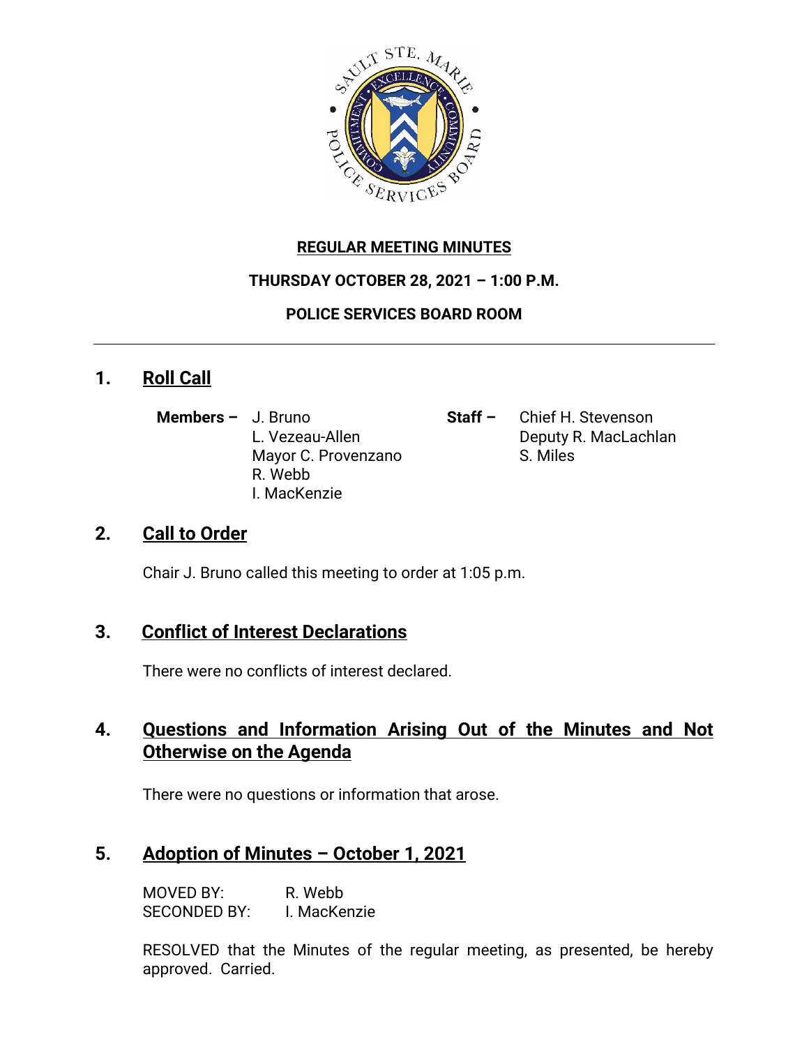**REGULAR MEETING MINUTES**

**THURSDAY OCTOBER 28, 2021 – 1:00 P.M.**

**POLICE SERVICES BOARD ROOM**

---

## 1. Roll Call

**Members –** J. Bruno
L. Vezeau-Allen
Mayor C. Provenzano
R. Webb
I. MacKenzie

**Staff –** Chief H. Stevenson
Deputy R. MacLachlan
S. Miles

## 2. Call to Order

Chair J. Bruno called this meeting to order at 1:05 p.m.

## 3. Conflict of Interest Declarations

There were no conflicts of interest declared.

## 4. Questions and Information Arising Out of the Minutes and Not Otherwise on the Agenda

There were no questions or information that arose.

## 5. Adoption of Minutes – October 1, 2021

MOVED BY: R. Webb
SECONDED BY: I. MacKenzie

RESOLVED that the Minutes of the regular meeting, as presented, be hereby approved. Carried.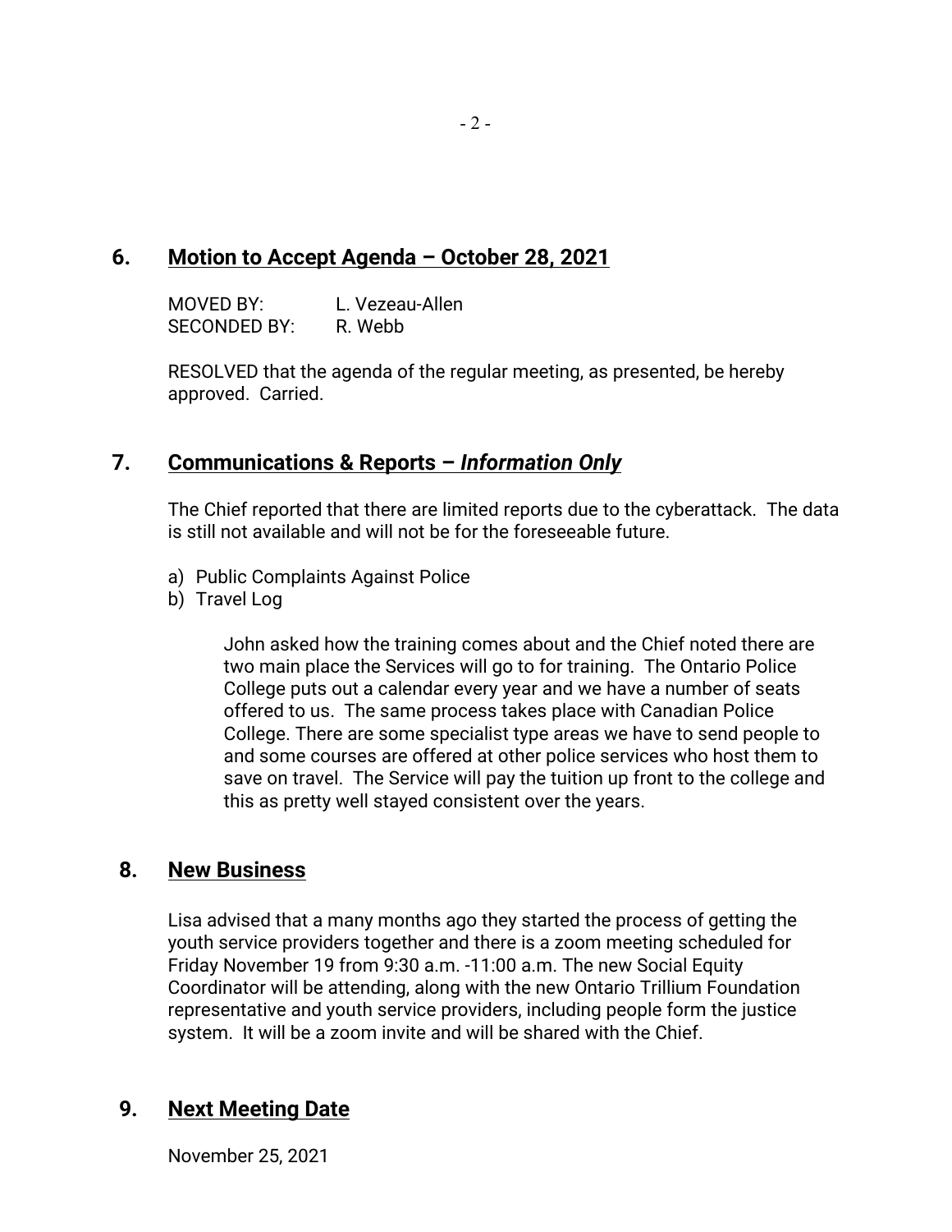## 6. Motion to Accept Agenda – October 28, 2021

MOVED BY: L. Vezeau-Allen
SECONDED BY: R. Webb

RESOLVED that the agenda of the regular meeting, as presented, be hereby approved. Carried.

## 7. Communications & Reports – *Information Only*

The Chief reported that there are limited reports due to the cyberattack. The data is still not available and will not be for the foreseeable future.

a) Public Complaints Against Police
b) Travel Log

> John asked how the training comes about and the Chief noted there are two main place the Services will go to for training. The Ontario Police College puts out a calendar every year and we have a number of seats offered to us. The same process takes place with Canadian Police College. There are some specialist type areas we have to send people to and some courses are offered at other police services who host them to save on travel. The Service will pay the tuition up front to the college and this as pretty well stayed consistent over the years.

## 8. New Business

Lisa advised that a many months ago they started the process of getting the youth service providers together and there is a zoom meeting scheduled for Friday November 19 from 9:30 a.m. -11:00 a.m. The new Social Equity Coordinator will be attending, along with the new Ontario Trillium Foundation representative and youth service providers, including people form the justice system. It will be a zoom invite and will be shared with the Chief.

## 9. Next Meeting Date

November 25, 2021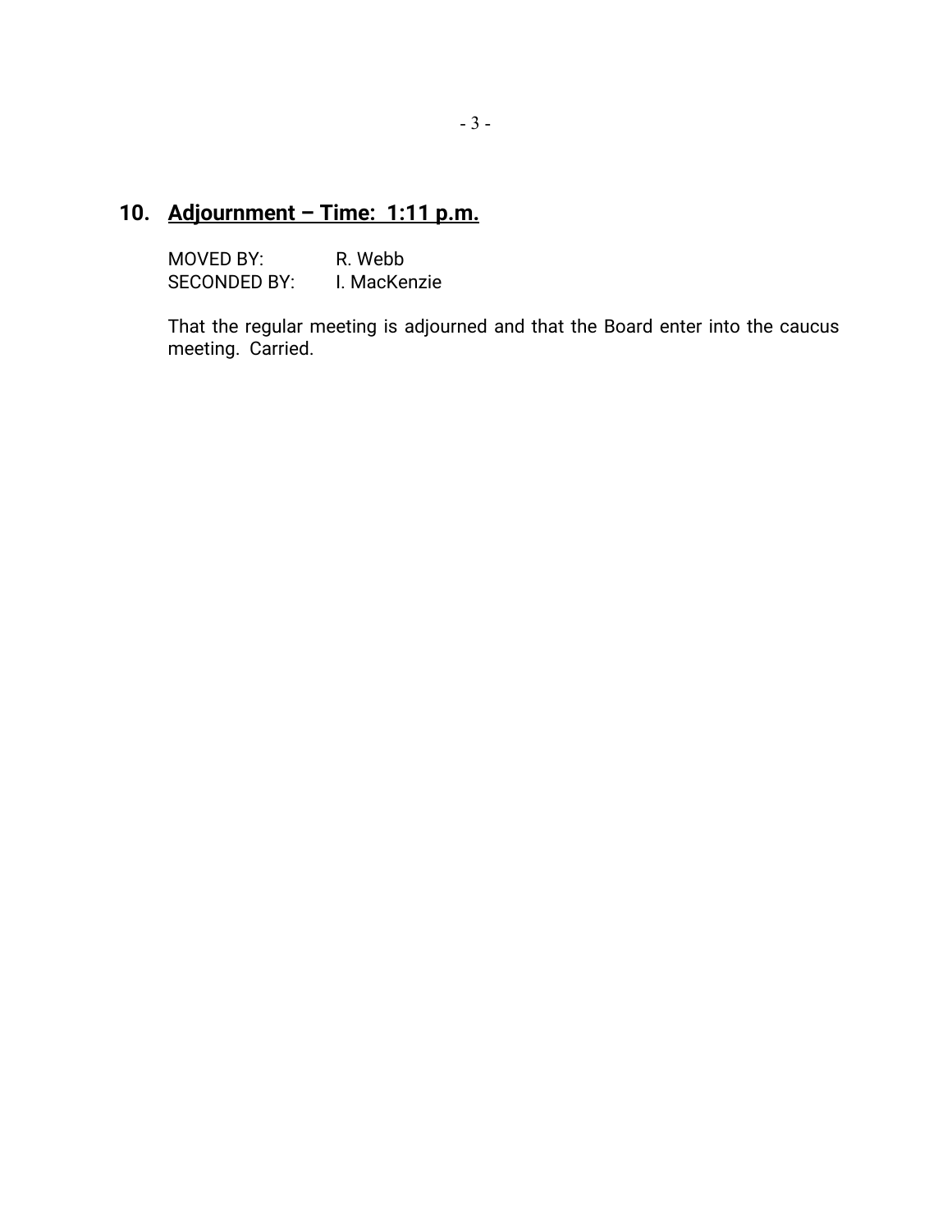## 10. <u>Adjournment – Time: 1:11 p.m.</u>

MOVED BY: R. Webb
SECONDED BY: I. MacKenzie

That the regular meeting is adjourned and that the Board enter into the caucus meeting. Carried.